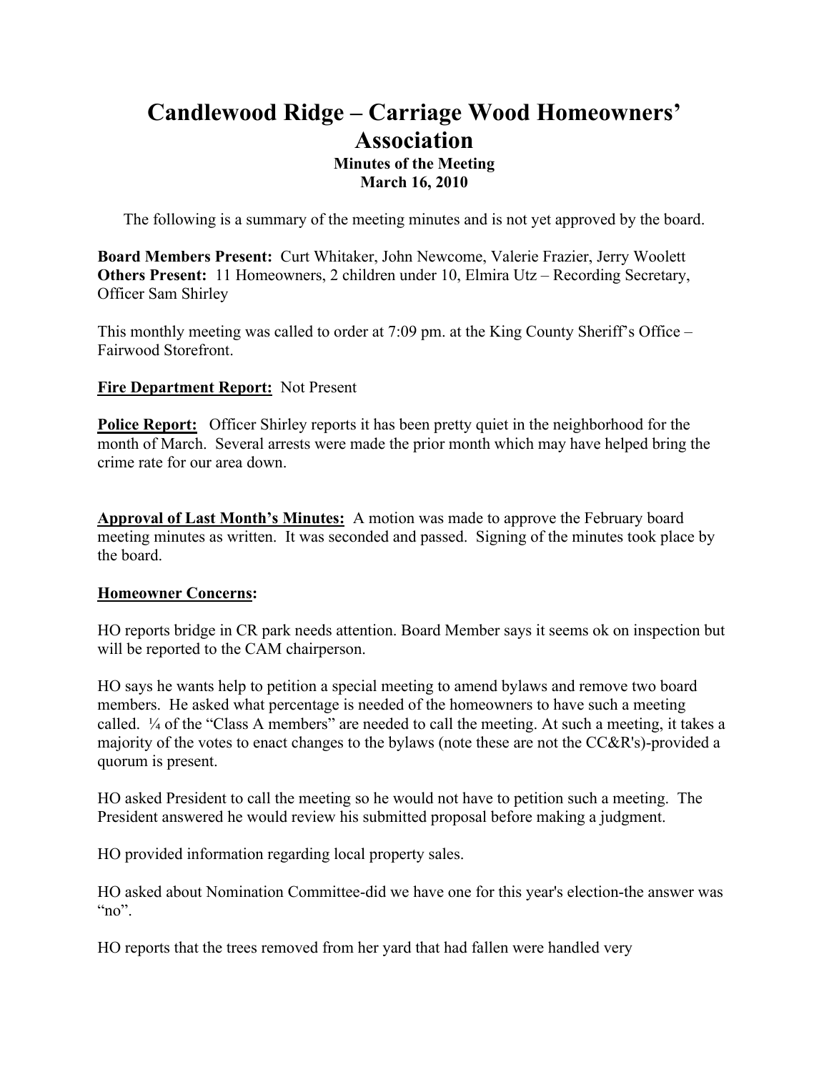# Candlewood Ridge – Carriage Wood Homeowners' Association

**Minutes of the Meeting**
**March 16, 2010**

The following is a summary of the meeting minutes and is not yet approved by the board.

**Board Members Present:** Curt Whitaker, John Newcome, Valerie Frazier, Jerry Woolett
**Others Present:** 11 Homeowners, 2 children under 10, Elmira Utz – Recording Secretary, Officer Sam Shirley

This monthly meeting was called to order at 7:09 pm. at the King County Sheriff's Office – Fairwood Storefront.

**Fire Department Report:** Not Present

**Police Report:** Officer Shirley reports it has been pretty quiet in the neighborhood for the month of March. Several arrests were made the prior month which may have helped bring the crime rate for our area down.

**Approval of Last Month's Minutes:** A motion was made to approve the February board meeting minutes as written. It was seconded and passed. Signing of the minutes took place by the board.

**Homeowner Concerns:**

HO reports bridge in CR park needs attention. Board Member says it seems ok on inspection but will be reported to the CAM chairperson.

HO says he wants help to petition a special meeting to amend bylaws and remove two board members. He asked what percentage is needed of the homeowners to have such a meeting called. ¼ of the "Class A members" are needed to call the meeting. At such a meeting, it takes a majority of the votes to enact changes to the bylaws (note these are not the CC&R's)-provided a quorum is present.

HO asked President to call the meeting so he would not have to petition such a meeting. The President answered he would review his submitted proposal before making a judgment.

HO provided information regarding local property sales.

HO asked about Nomination Committee-did we have one for this year's election-the answer was "no".

HO reports that the trees removed from her yard that had fallen were handled very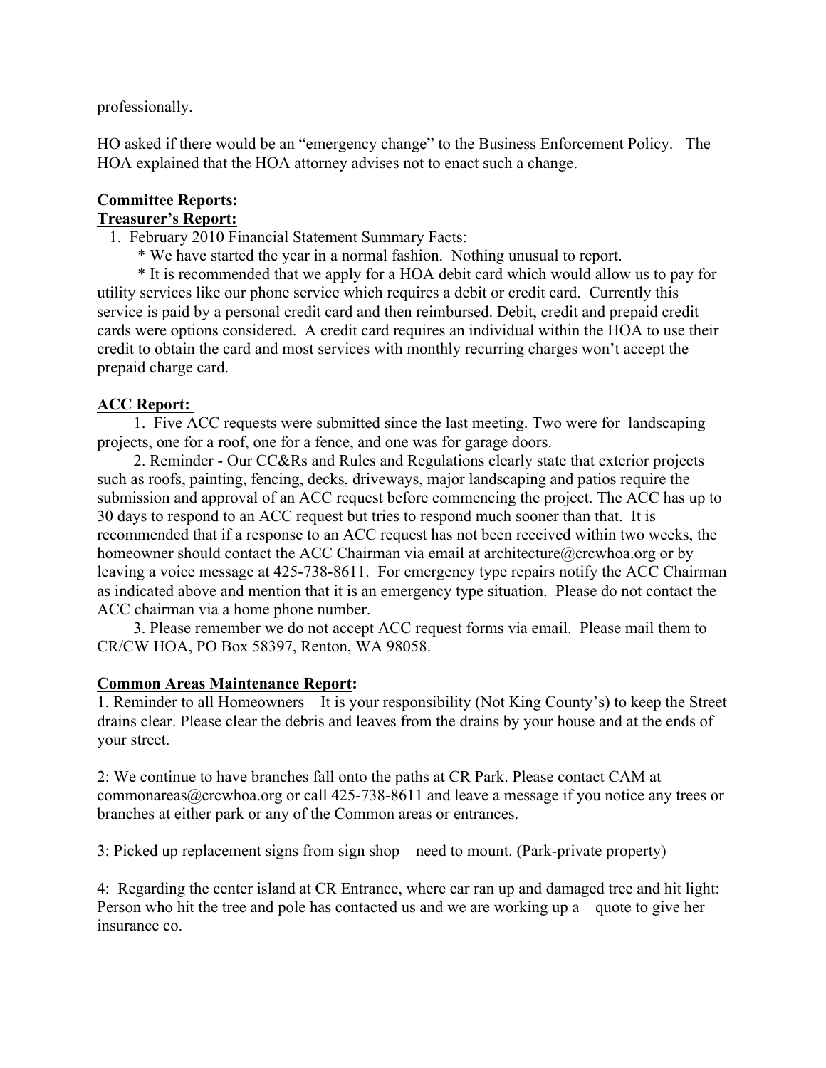professionally.

HO asked if there would be an "emergency change" to the Business Enforcement Policy. The HOA explained that the HOA attorney advises not to enact such a change.

**Committee Reports:**

**Treasurer's Report:**

1. February 2010 Financial Statement Summary Facts:
   * We have started the year in a normal fashion. Nothing unusual to report.
   * It is recommended that we apply for a HOA debit card which would allow us to pay for utility services like our phone service which requires a debit or credit card. Currently this service is paid by a personal credit card and then reimbursed. Debit, credit and prepaid credit cards were options considered. A credit card requires an individual within the HOA to use their credit to obtain the card and most services with monthly recurring charges won't accept the prepaid charge card.

**ACC Report:**

1. Five ACC requests were submitted since the last meeting. Two were for landscaping projects, one for a roof, one for a fence, and one was for garage doors.
2. Reminder - Our CC&Rs and Rules and Regulations clearly state that exterior projects such as roofs, painting, fencing, decks, driveways, major landscaping and patios require the submission and approval of an ACC request before commencing the project. The ACC has up to 30 days to respond to an ACC request but tries to respond much sooner than that. It is recommended that if a response to an ACC request has not been received within two weeks, the homeowner should contact the ACC Chairman via email at architecture@crcwhoa.org or by leaving a voice message at 425-738-8611. For emergency type repairs notify the ACC Chairman as indicated above and mention that it is an emergency type situation. Please do not contact the ACC chairman via a home phone number.
3. Please remember we do not accept ACC request forms via email. Please mail them to CR/CW HOA, PO Box 58397, Renton, WA 98058.

**Common Areas Maintenance Report:**

1. Reminder to all Homeowners – It is your responsibility (Not King County's) to keep the Street drains clear. Please clear the debris and leaves from the drains by your house and at the ends of your street.

2: We continue to have branches fall onto the paths at CR Park. Please contact CAM at commonareas@crcwhoa.org or call 425-738-8611 and leave a message if you notice any trees or branches at either park or any of the Common areas or entrances.

3: Picked up replacement signs from sign shop – need to mount. (Park-private property)

4: Regarding the center island at CR Entrance, where car ran up and damaged tree and hit light: Person who hit the tree and pole has contacted us and we are working up a quote to give her insurance co.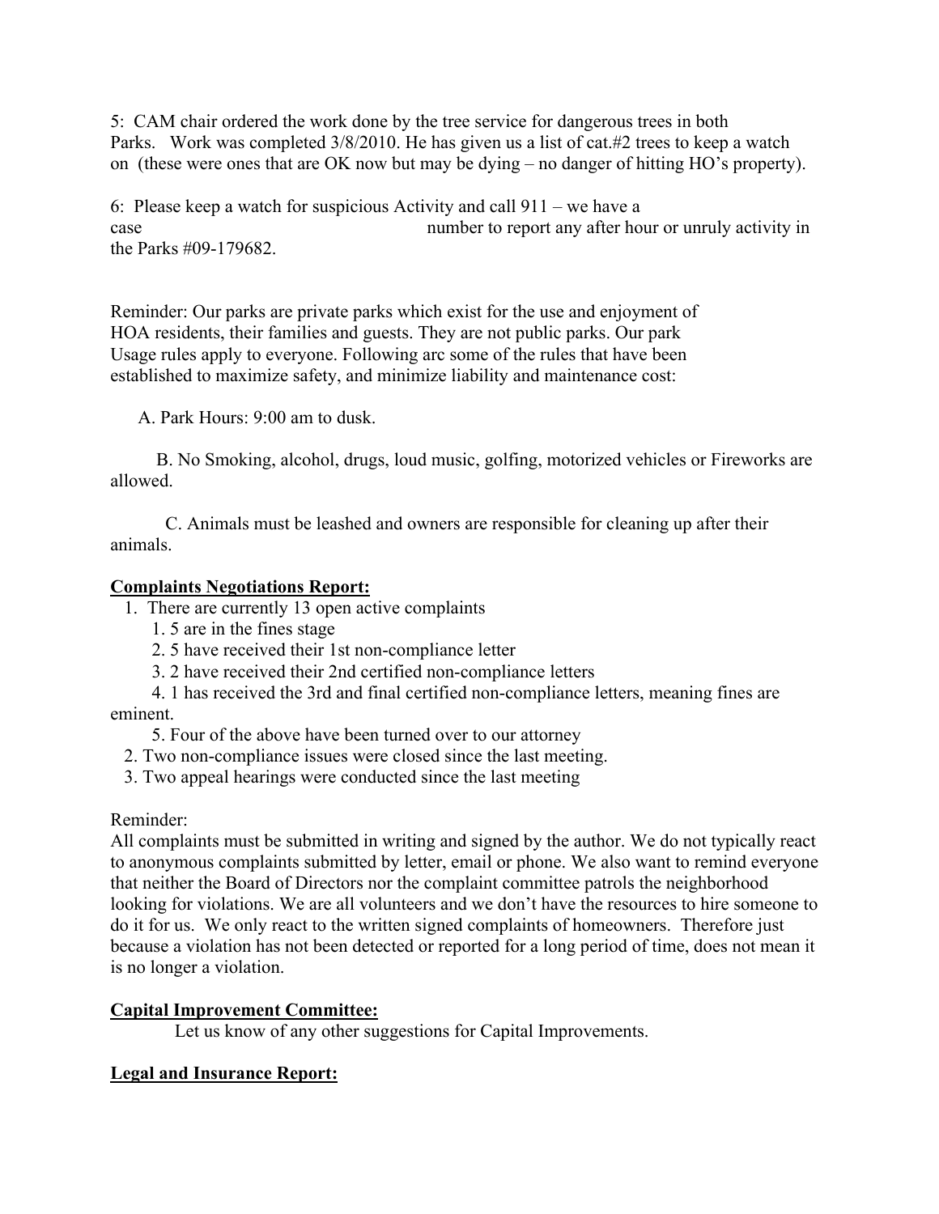5: CAM chair ordered the work done by the tree service for dangerous trees in both Parks. Work was completed 3/8/2010. He has given us a list of cat.#2 trees to keep a watch on (these were ones that are OK now but may be dying – no danger of hitting HO's property).

6: Please keep a watch for suspicious Activity and call 911 – we have a case number to report any after hour or unruly activity in the Parks #09-179682.

Reminder: Our parks are private parks which exist for the use and enjoyment of HOA residents, their families and guests. They are not public parks. Our park Usage rules apply to everyone. Following arc some of the rules that have been established to maximize safety, and minimize liability and maintenance cost:

A. Park Hours: 9:00 am to dusk.

B. No Smoking, alcohol, drugs, loud music, golfing, motorized vehicles or Fireworks are allowed.

C. Animals must be leashed and owners are responsible for cleaning up after their animals.

**Complaints Negotiations Report:**

1. There are currently 13 open active complaints
    1. 5 are in the fines stage
    2. 5 have received their 1st non-compliance letter
    3. 2 have received their 2nd certified non-compliance letters
    4. 1 has received the 3rd and final certified non-compliance letters, meaning fines are eminent.
    5. Four of the above have been turned over to our attorney
2. Two non-compliance issues were closed since the last meeting.
3. Two appeal hearings were conducted since the last meeting

Reminder:
All complaints must be submitted in writing and signed by the author. We do not typically react to anonymous complaints submitted by letter, email or phone. We also want to remind everyone that neither the Board of Directors nor the complaint committee patrols the neighborhood looking for violations. We are all volunteers and we don't have the resources to hire someone to do it for us. We only react to the written signed complaints of homeowners. Therefore just because a violation has not been detected or reported for a long period of time, does not mean it is no longer a violation.

**Capital Improvement Committee:**

Let us know of any other suggestions for Capital Improvements.

**Legal and Insurance Report:**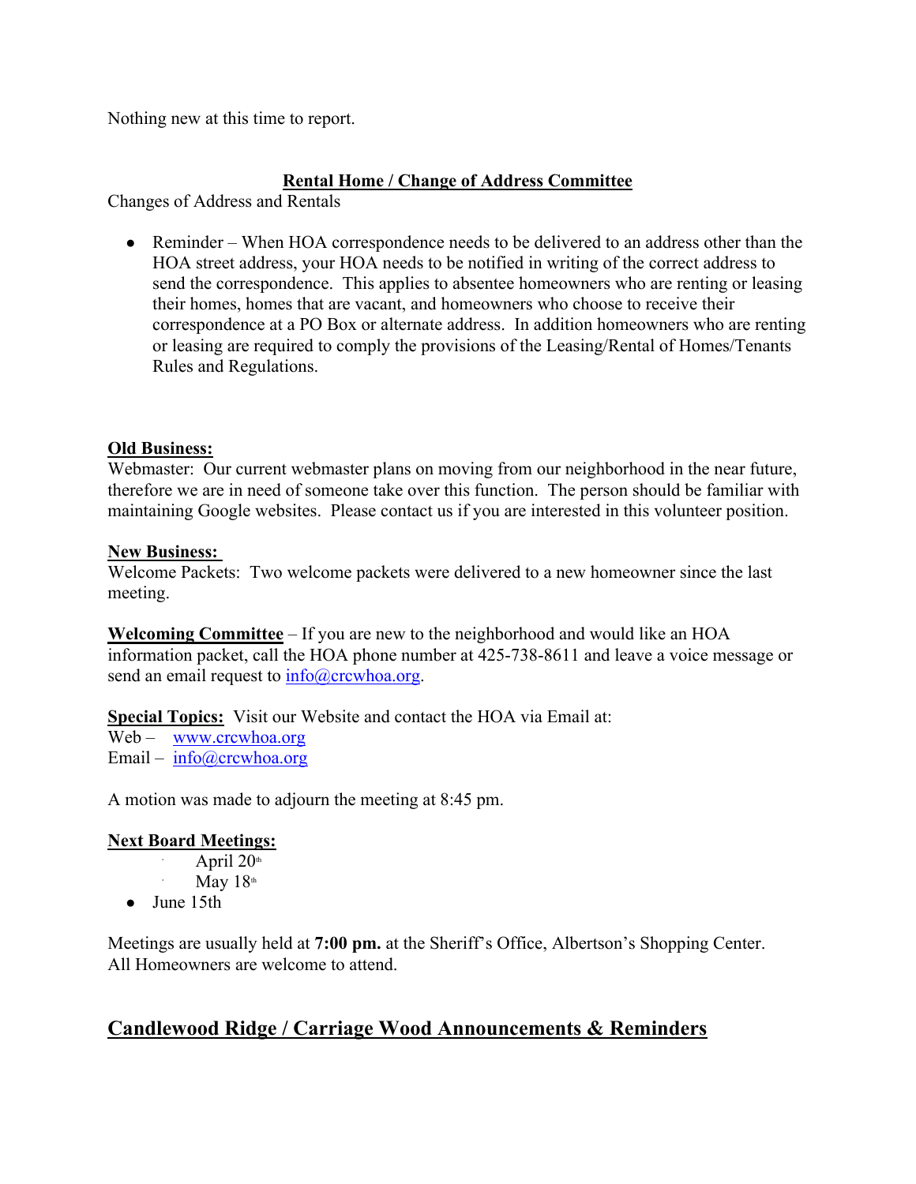Nothing new at this time to report.

**Rental Home / Change of Address Committee**

Changes of Address and Rentals

- Reminder – When HOA correspondence needs to be delivered to an address other than the HOA street address, your HOA needs to be notified in writing of the correct address to send the correspondence. This applies to absentee homeowners who are renting or leasing their homes, homes that are vacant, and homeowners who choose to receive their correspondence at a PO Box or alternate address. In addition homeowners who are renting or leasing are required to comply the provisions of the Leasing/Rental of Homes/Tenants Rules and Regulations.

**Old Business:**

Webmaster: Our current webmaster plans on moving from our neighborhood in the near future, therefore we are in need of someone take over this function. The person should be familiar with maintaining Google websites. Please contact us if you are interested in this volunteer position.

**New Business:**

Welcome Packets: Two welcome packets were delivered to a new homeowner since the last meeting.

**Welcoming Committee** – If you are new to the neighborhood and would like an HOA information packet, call the HOA phone number at 425-738-8611 and leave a voice message or send an email request to info@crcwhoa.org.

**Special Topics:** Visit our Website and contact the HOA via Email at:
Web – www.crcwhoa.org
Email – info@crcwhoa.org

A motion was made to adjourn the meeting at 8:45 pm.

**Next Board Meetings:**

- April 20th
- May 18th
- June 15th

Meetings are usually held at **7:00 pm.** at the Sheriff's Office, Albertson's Shopping Center. All Homeowners are welcome to attend.

## Candlewood Ridge / Carriage Wood Announcements & Reminders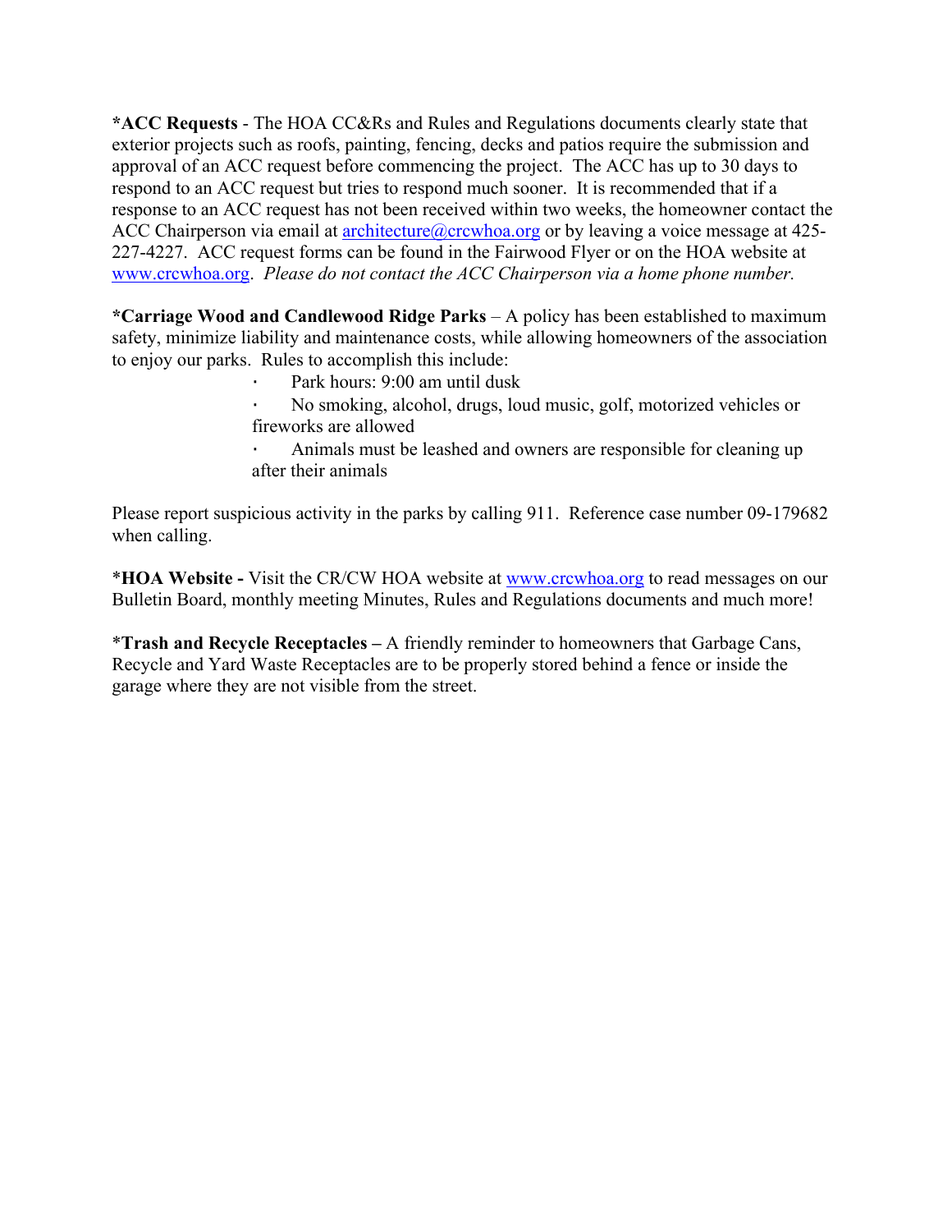**\*ACC Requests** - The HOA CC&Rs and Rules and Regulations documents clearly state that exterior projects such as roofs, painting, fencing, decks and patios require the submission and approval of an ACC request before commencing the project. The ACC has up to 30 days to respond to an ACC request but tries to respond much sooner. It is recommended that if a response to an ACC request has not been received within two weeks, the homeowner contact the ACC Chairperson via email at architecture@crcwhoa.org or by leaving a voice message at 425-227-4227. ACC request forms can be found in the Fairwood Flyer or on the HOA website at www.crcwhoa.org. *Please do not contact the ACC Chairperson via a home phone number.*

**\*Carriage Wood and Candlewood Ridge Parks** – A policy has been established to maximum safety, minimize liability and maintenance costs, while allowing homeowners of the association to enjoy our parks. Rules to accomplish this include:

- Park hours: 9:00 am until dusk
- No smoking, alcohol, drugs, loud music, golf, motorized vehicles or fireworks are allowed
- Animals must be leashed and owners are responsible for cleaning up after their animals

Please report suspicious activity in the parks by calling 911. Reference case number 09-179682 when calling.

\***HOA Website -** Visit the CR/CW HOA website at www.crcwhoa.org to read messages on our Bulletin Board, monthly meeting Minutes, Rules and Regulations documents and much more!

\***Trash and Recycle Receptacles –** A friendly reminder to homeowners that Garbage Cans, Recycle and Yard Waste Receptacles are to be properly stored behind a fence or inside the garage where they are not visible from the street.